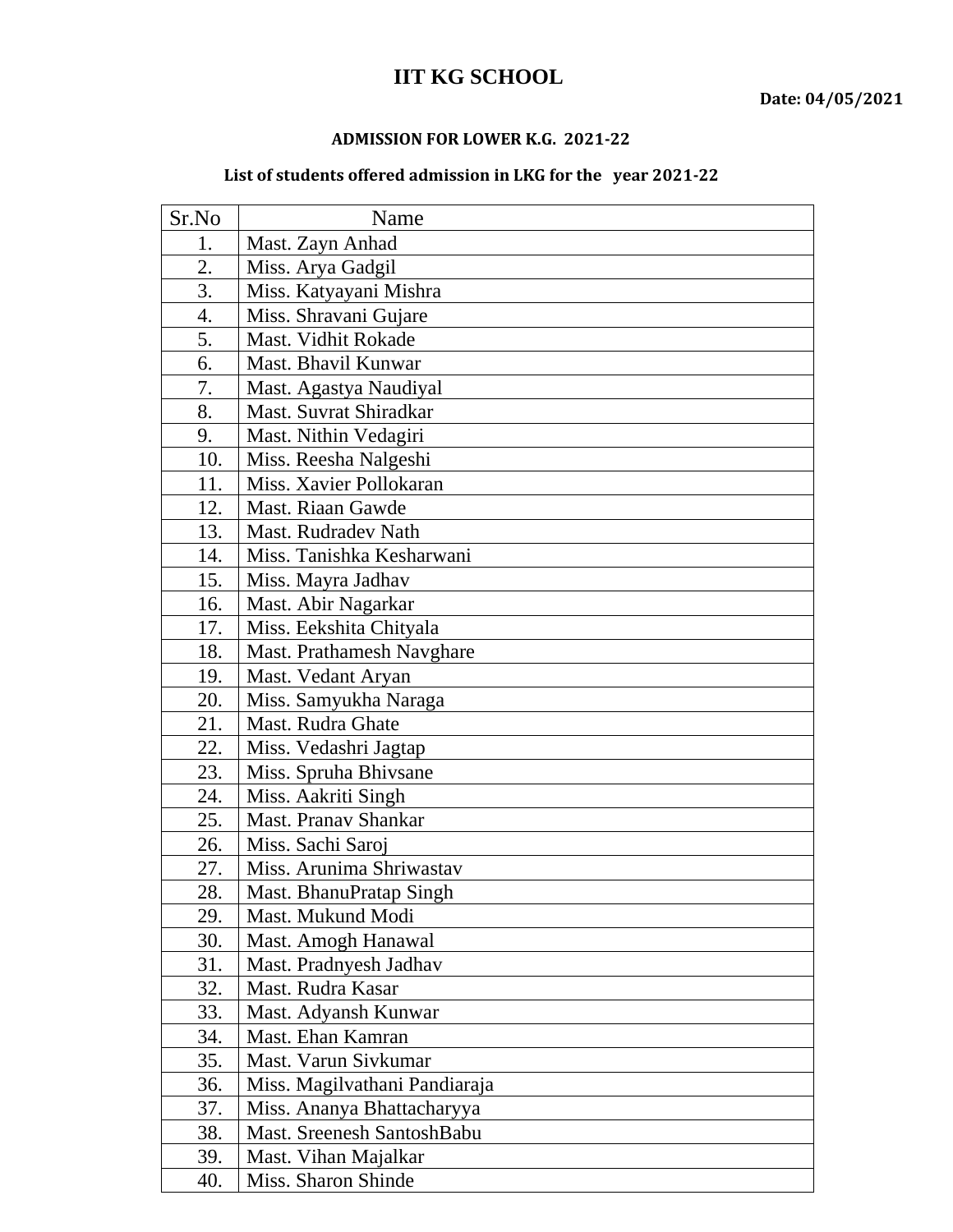# IIT KG SCHOOL

**Date: 04/05/2021**

**ADMISSION FOR LOWER K.G. 2021-22**

**List of students offered admission in LKG for the year 2021-22**

| Sr.No | Name |
|---|---|
| 1. | Mast. Zayn Anhad |
| 2. | Miss. Arya Gadgil |
| 3. | Miss. Katyayani Mishra |
| 4. | Miss. Shravani Gujare |
| 5. | Mast. Vidhit Rokade |
| 6. | Mast. Bhavil Kunwar |
| 7. | Mast. Agastya Naudiyal |
| 8. | Mast. Suvrat Shiradkar |
| 9. | Mast. Nithin Vedagiri |
| 10. | Miss. Reesha Nalgeshi |
| 11. | Miss. Xavier Pollokaran |
| 12. | Mast. Riaan Gawde |
| 13. | Mast. Rudradev Nath |
| 14. | Miss. Tanishka Kesharwani |
| 15. | Miss. Mayra Jadhav |
| 16. | Mast. Abir Nagarkar |
| 17. | Miss. Eekshita Chityala |
| 18. | Mast. Prathamesh Navghare |
| 19. | Mast. Vedant Aryan |
| 20. | Miss. Samyukha Naraga |
| 21. | Mast. Rudra Ghate |
| 22. | Miss. Vedashri Jagtap |
| 23. | Miss. Spruha Bhivsane |
| 24. | Miss. Aakriti Singh |
| 25. | Mast. Pranav Shankar |
| 26. | Miss. Sachi Saroj |
| 27. | Miss. Arunima Shriwastav |
| 28. | Mast. BhanuPratap Singh |
| 29. | Mast. Mukund Modi |
| 30. | Mast. Amogh Hanawal |
| 31. | Mast. Pradnyesh Jadhav |
| 32. | Mast. Rudra Kasar |
| 33. | Mast. Adyansh Kunwar |
| 34. | Mast. Ehan Kamran |
| 35. | Mast. Varun Sivkumar |
| 36. | Miss. Magilvathani Pandiaraja |
| 37. | Miss. Ananya Bhattacharyya |
| 38. | Mast. Sreenesh SantoshBabu |
| 39. | Mast. Vihan Majalkar |
| 40. | Miss. Sharon Shinde |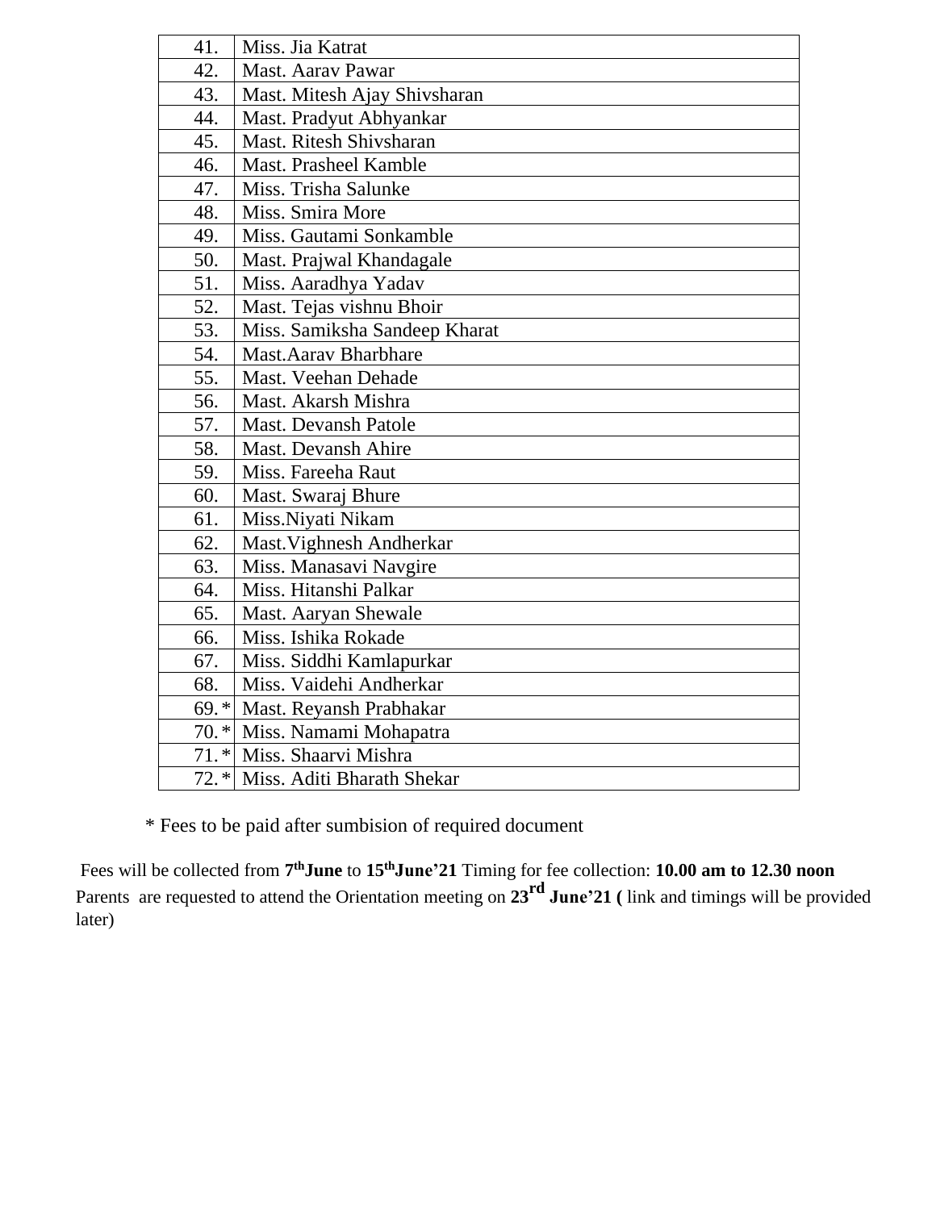| | |
|---|---|
| 41. | Miss. Jia Katrat |
| 42. | Mast. Aarav Pawar |
| 43. | Mast. Mitesh Ajay Shivsharan |
| 44. | Mast. Pradyut Abhyankar |
| 45. | Mast. Ritesh Shivsharan |
| 46. | Mast. Prasheel Kamble |
| 47. | Miss. Trisha Salunke |
| 48. | Miss. Smira More |
| 49. | Miss. Gautami Sonkamble |
| 50. | Mast. Prajwal Khandagale |
| 51. | Miss. Aaradhya Yadav |
| 52. | Mast. Tejas vishnu Bhoir |
| 53. | Miss. Samiksha Sandeep Kharat |
| 54. | Mast.Aarav Bharbhare |
| 55. | Mast. Veehan Dehade |
| 56. | Mast. Akarsh Mishra |
| 57. | Mast. Devansh Patole |
| 58. | Mast. Devansh Ahire |
| 59. | Miss. Fareeha Raut |
| 60. | Mast. Swaraj Bhure |
| 61. | Miss.Niyati Nikam |
| 62. | Mast.Vighnesh Andherkar |
| 63. | Miss. Manasavi Navgire |
| 64. | Miss. Hitanshi Palkar |
| 65. | Mast. Aaryan Shewale |
| 66. | Miss. Ishika Rokade |
| 67. | Miss. Siddhi Kamlapurkar |
| 68. | Miss. Vaidehi Andherkar |
| 69.* | Mast. Reyansh Prabhakar |
| 70.* | Miss. Namami Mohapatra |
| 71.* | Miss. Shaarvi Mishra |
| 72.* | Miss. Aditi Bharath Shekar |

* Fees to be paid after sumbision of required document

Fees will be collected from **7th June** to **15th June'21** Timing for fee collection: **10.00 am to 12.30 noon**
Parents are requested to attend the Orientation meeting on **23rd June'21 (** link and timings will be provided later)